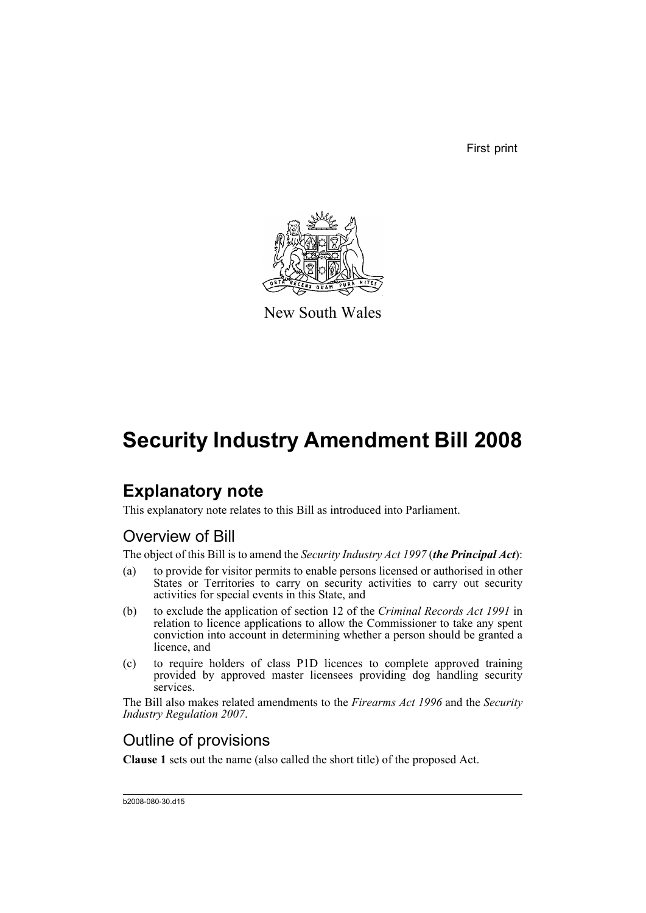First print

New South Wales

# Security Industry Amendment Bill 2008

## Explanatory note

This explanatory note relates to this Bill as introduced into Parliament.

### Overview of Bill

The object of this Bill is to amend the *Security Industry Act 1997* (***the Principal Act***):

(a) to provide for visitor permits to enable persons licensed or authorised in other States or Territories to carry on security activities to carry out security activities for special events in this State, and

(b) to exclude the application of section 12 of the *Criminal Records Act 1991* in relation to licence applications to allow the Commissioner to take any spent conviction into account in determining whether a person should be granted a licence, and

(c) to require holders of class P1D licences to complete approved training provided by approved master licensees providing dog handling security services.

The Bill also makes related amendments to the *Firearms Act 1996* and the *Security Industry Regulation 2007*.

### Outline of provisions

**Clause 1** sets out the name (also called the short title) of the proposed Act.

b2008-080-30.d15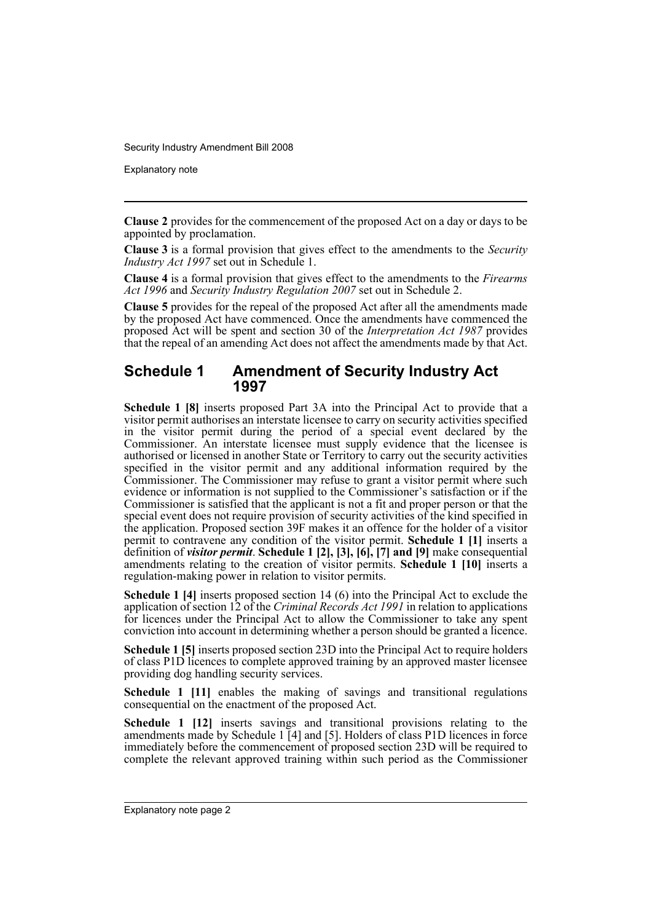**Clause 2** provides for the commencement of the proposed Act on a day or days to be appointed by proclamation.

**Clause 3** is a formal provision that gives effect to the amendments to the *Security Industry Act 1997* set out in Schedule 1.

**Clause 4** is a formal provision that gives effect to the amendments to the *Firearms Act 1996* and *Security Industry Regulation 2007* set out in Schedule 2.

**Clause 5** provides for the repeal of the proposed Act after all the amendments made by the proposed Act have commenced. Once the amendments have commenced the proposed Act will be spent and section 30 of the *Interpretation Act 1987* provides that the repeal of an amending Act does not affect the amendments made by that Act.

## Schedule 1 Amendment of Security Industry Act 1997

**Schedule 1 [8]** inserts proposed Part 3A into the Principal Act to provide that a visitor permit authorises an interstate licensee to carry on security activities specified in the visitor permit during the period of a special event declared by the Commissioner. An interstate licensee must supply evidence that the licensee is authorised or licensed in another State or Territory to carry out the security activities specified in the visitor permit and any additional information required by the Commissioner. The Commissioner may refuse to grant a visitor permit where such evidence or information is not supplied to the Commissioner's satisfaction or if the Commissioner is satisfied that the applicant is not a fit and proper person or that the special event does not require provision of security activities of the kind specified in the application. Proposed section 39F makes it an offence for the holder of a visitor permit to contravene any condition of the visitor permit. **Schedule 1 [1]** inserts a definition of ***visitor permit***. **Schedule 1 [2], [3], [6], [7] and [9]** make consequential amendments relating to the creation of visitor permits. **Schedule 1 [10]** inserts a regulation-making power in relation to visitor permits.

**Schedule 1 [4]** inserts proposed section 14 (6) into the Principal Act to exclude the application of section 12 of the *Criminal Records Act 1991* in relation to applications for licences under the Principal Act to allow the Commissioner to take any spent conviction into account in determining whether a person should be granted a licence.

**Schedule 1 [5]** inserts proposed section 23D into the Principal Act to require holders of class P1D licences to complete approved training by an approved master licensee providing dog handling security services.

**Schedule 1 [11]** enables the making of savings and transitional regulations consequential on the enactment of the proposed Act.

**Schedule 1 [12]** inserts savings and transitional provisions relating to the amendments made by Schedule 1 [4] and [5]. Holders of class P1D licences in force immediately before the commencement of proposed section 23D will be required to complete the relevant approved training within such period as the Commissioner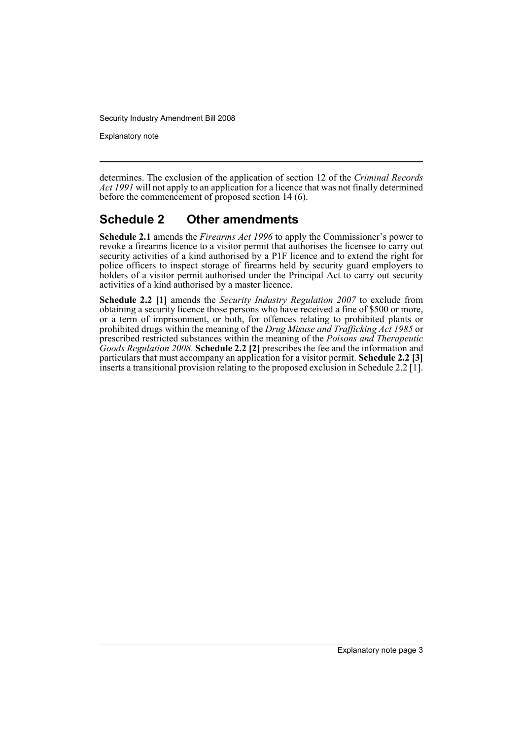determines. The exclusion of the application of section 12 of the *Criminal Records Act 1991* will not apply to an application for a licence that was not finally determined before the commencement of proposed section 14 (6).

## Schedule 2 Other amendments

**Schedule 2.1** amends the *Firearms Act 1996* to apply the Commissioner's power to revoke a firearms licence to a visitor permit that authorises the licensee to carry out security activities of a kind authorised by a P1F licence and to extend the right for police officers to inspect storage of firearms held by security guard employers to holders of a visitor permit authorised under the Principal Act to carry out security activities of a kind authorised by a master licence.

**Schedule 2.2 [1]** amends the *Security Industry Regulation 2007* to exclude from obtaining a security licence those persons who have received a fine of $500 or more, or a term of imprisonment, or both, for offences relating to prohibited plants or prohibited drugs within the meaning of the *Drug Misuse and Trafficking Act 1985* or prescribed restricted substances within the meaning of the *Poisons and Therapeutic Goods Regulation 2008*. **Schedule 2.2 [2]** prescribes the fee and the information and particulars that must accompany an application for a visitor permit. **Schedule 2.2 [3]** inserts a transitional provision relating to the proposed exclusion in Schedule 2.2 [1].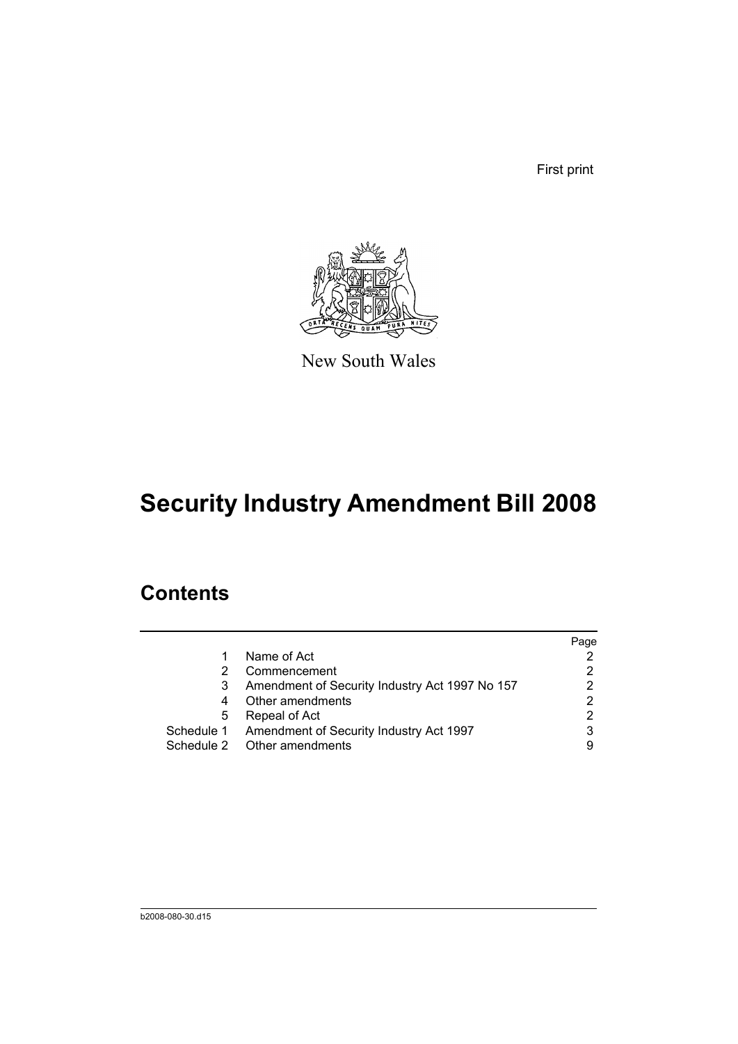First print

New South Wales

# Security Industry Amendment Bill 2008

## Contents

| | | Page |
|---|---|---|
| 1 | Name of Act | 2 |
| 2 | Commencement | 2 |
| 3 | Amendment of Security Industry Act 1997 No 157 | 2 |
| 4 | Other amendments | 2 |
| 5 | Repeal of Act | 2 |
| Schedule 1 | Amendment of Security Industry Act 1997 | 3 |
| Schedule 2 | Other amendments | 9 |

b2008-080-30.d15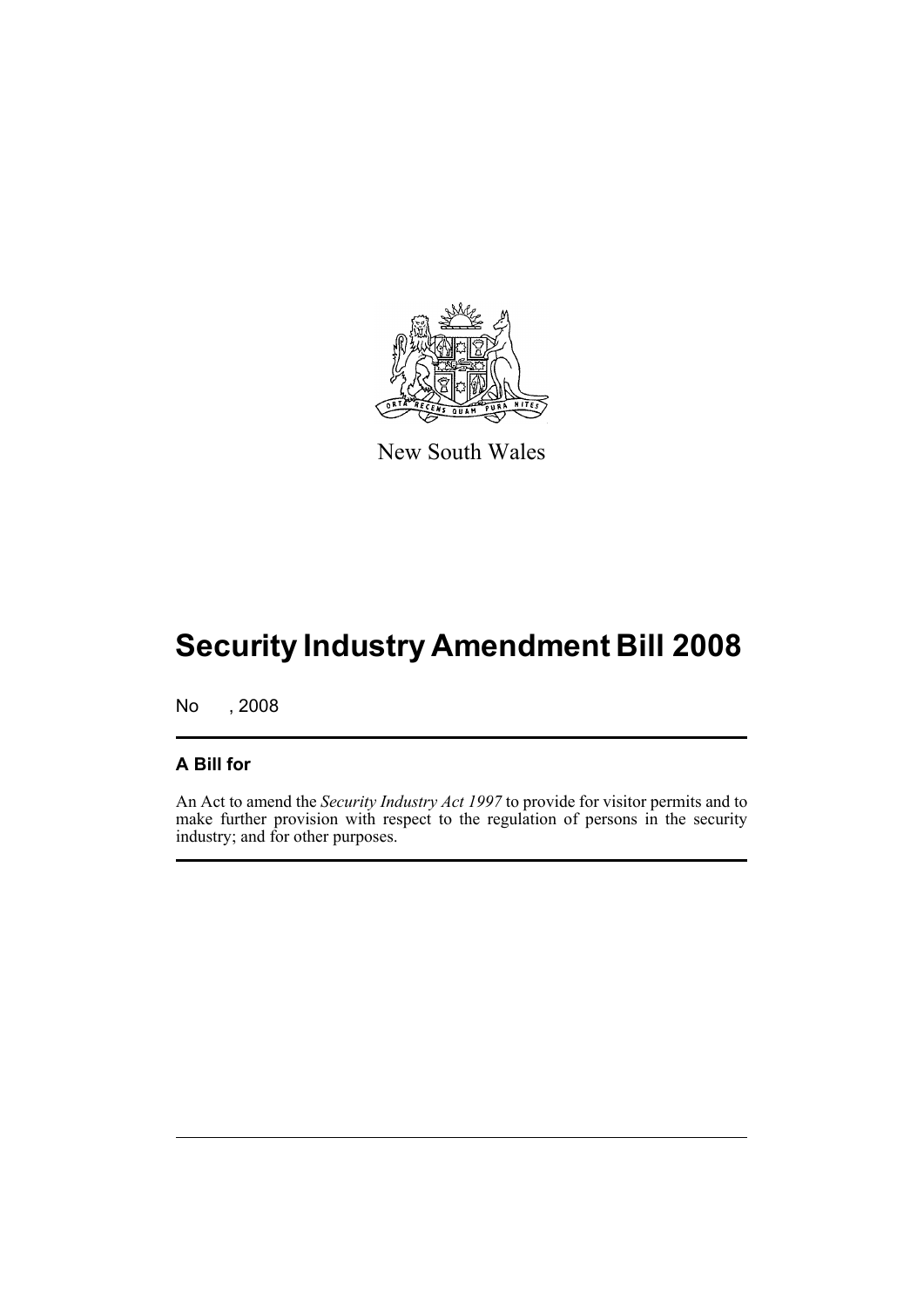New South Wales

# Security Industry Amendment Bill 2008

No , 2008

## A Bill for

An Act to amend the *Security Industry Act 1997* to provide for visitor permits and to make further provision with respect to the regulation of persons in the security industry; and for other purposes.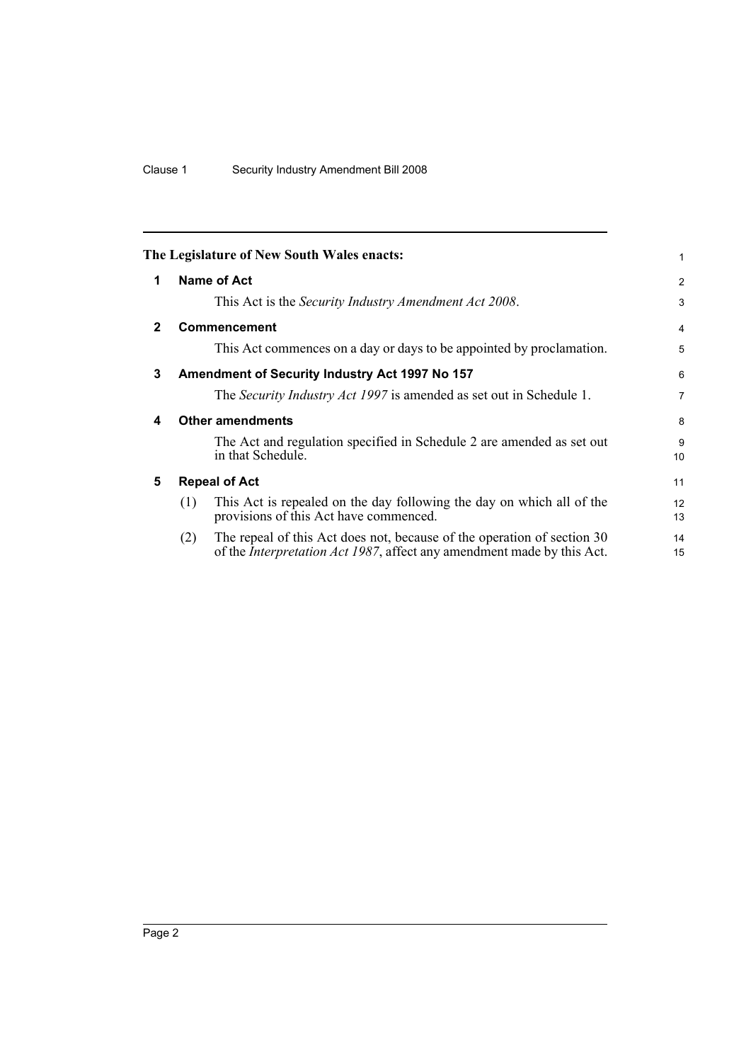**The Legislature of New South Wales enacts:**

## 1 Name of Act

This Act is the *Security Industry Amendment Act 2008*.

## 2 Commencement

This Act commences on a day or days to be appointed by proclamation.

## 3 Amendment of Security Industry Act 1997 No 157

The *Security Industry Act 1997* is amended as set out in Schedule 1.

## 4 Other amendments

The Act and regulation specified in Schedule 2 are amended as set out in that Schedule.

## 5 Repeal of Act

(1) This Act is repealed on the day following the day on which all of the provisions of this Act have commenced.

(2) The repeal of this Act does not, because of the operation of section 30 of the *Interpretation Act 1987*, affect any amendment made by this Act.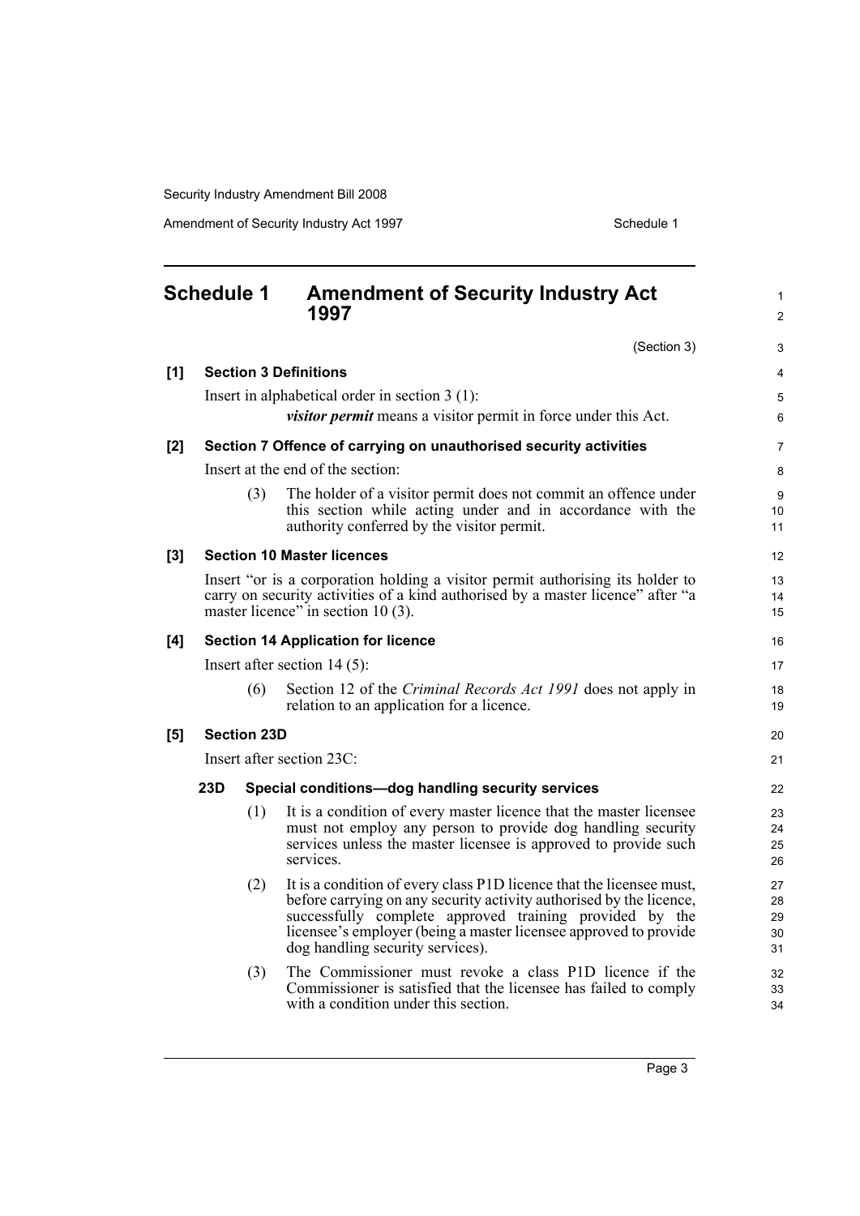## Schedule 1 Amendment of Security Industry Act 1997

(Section 3)

**[1] Section 3 Definitions**

Insert in alphabetical order in section 3 (1):

> ***visitor permit*** means a visitor permit in force under this Act.

**[2] Section 7 Offence of carrying on unauthorised security activities**

Insert at the end of the section:

> (3) The holder of a visitor permit does not commit an offence under this section while acting under and in accordance with the authority conferred by the visitor permit.

**[3] Section 10 Master licences**

Insert "or is a corporation holding a visitor permit authorising its holder to carry on security activities of a kind authorised by a master licence" after "a master licence" in section 10 (3).

**[4] Section 14 Application for licence**

Insert after section 14 (5):

> (6) Section 12 of the *Criminal Records Act 1991* does not apply in relation to an application for a licence.

**[5] Section 23D**

Insert after section 23C:

**23D Special conditions—dog handling security services**

(1) It is a condition of every master licence that the master licensee must not employ any person to provide dog handling security services unless the master licensee is approved to provide such services.

(2) It is a condition of every class P1D licence that the licensee must, before carrying on any security activity authorised by the licence, successfully complete approved training provided by the licensee's employer (being a master licensee approved to provide dog handling security services).

(3) The Commissioner must revoke a class P1D licence if the Commissioner is satisfied that the licensee has failed to comply with a condition under this section.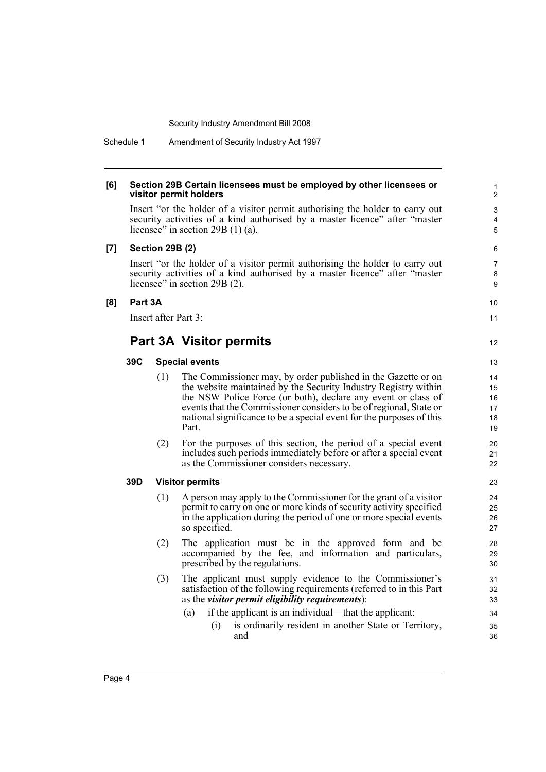**[6] Section 29B Certain licensees must be employed by other licensees or visitor permit holders**

Insert "or the holder of a visitor permit authorising the holder to carry out security activities of a kind authorised by a master licence" after "master licensee" in section 29B (1) (a).

**[7] Section 29B (2)**

Insert "or the holder of a visitor permit authorising the holder to carry out security activities of a kind authorised by a master licence" after "master licensee" in section 29B (2).

**[8] Part 3A**

Insert after Part 3:

## Part 3A Visitor permits

### 39C Special events

(1) The Commissioner may, by order published in the Gazette or on the website maintained by the Security Industry Registry within the NSW Police Force (or both), declare any event or class of events that the Commissioner considers to be of regional, State or national significance to be a special event for the purposes of this Part.

(2) For the purposes of this section, the period of a special event includes such periods immediately before or after a special event as the Commissioner considers necessary.

### 39D Visitor permits

(1) A person may apply to the Commissioner for the grant of a visitor permit to carry on one or more kinds of security activity specified in the application during the period of one or more special events so specified.

(2) The application must be in the approved form and be accompanied by the fee, and information and particulars, prescribed by the regulations.

(3) The applicant must supply evidence to the Commissioner's satisfaction of the following requirements (referred to in this Part as the ***visitor permit eligibility requirements***):

- (a) if the applicant is an individual—that the applicant:
  - (i) is ordinarily resident in another State or Territory, and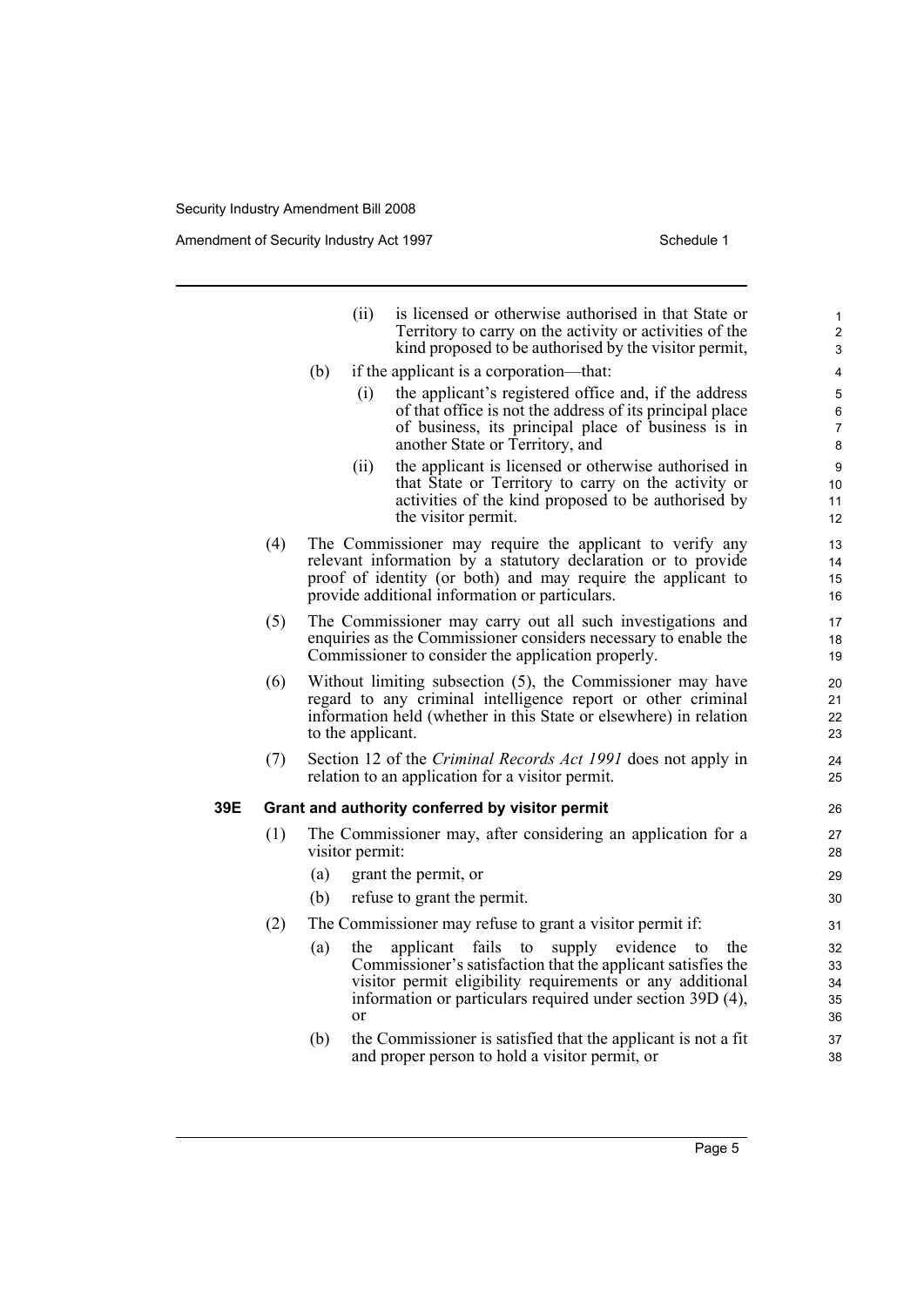(ii) is licensed or otherwise authorised in that State or Territory to carry on the activity or activities of the kind proposed to be authorised by the visitor permit,

(b) if the applicant is a corporation—that:

(i) the applicant's registered office and, if the address of that office is not the address of its principal place of business, its principal place of business is in another State or Territory, and

(ii) the applicant is licensed or otherwise authorised in that State or Territory to carry on the activity or activities of the kind proposed to be authorised by the visitor permit.

(4) The Commissioner may require the applicant to verify any relevant information by a statutory declaration or to provide proof of identity (or both) and may require the applicant to provide additional information or particulars.

(5) The Commissioner may carry out all such investigations and enquiries as the Commissioner considers necessary to enable the Commissioner to consider the application properly.

(6) Without limiting subsection (5), the Commissioner may have regard to any criminal intelligence report or other criminal information held (whether in this State or elsewhere) in relation to the applicant.

(7) Section 12 of the *Criminal Records Act 1991* does not apply in relation to an application for a visitor permit.

**39E Grant and authority conferred by visitor permit**

(1) The Commissioner may, after considering an application for a visitor permit:

(a) grant the permit, or

(b) refuse to grant the permit.

(2) The Commissioner may refuse to grant a visitor permit if:

(a) the applicant fails to supply evidence to the Commissioner's satisfaction that the applicant satisfies the visitor permit eligibility requirements or any additional information or particulars required under section 39D (4), or

(b) the Commissioner is satisfied that the applicant is not a fit and proper person to hold a visitor permit, or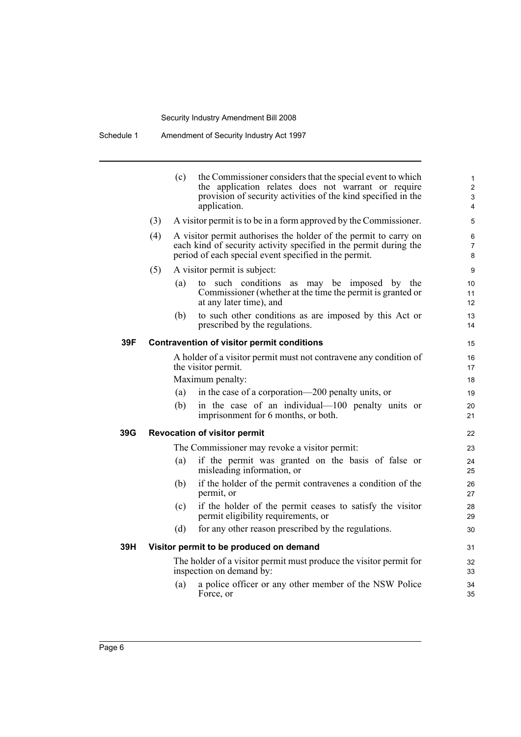(c) the Commissioner considers that the special event to which the application relates does not warrant or require provision of security activities of the kind specified in the application.

(3) A visitor permit is to be in a form approved by the Commissioner.

(4) A visitor permit authorises the holder of the permit to carry on each kind of security activity specified in the permit during the period of each special event specified in the permit.

(5) A visitor permit is subject:

(a) to such conditions as may be imposed by the Commissioner (whether at the time the permit is granted or at any later time), and

(b) to such other conditions as are imposed by this Act or prescribed by the regulations.

### 39F Contravention of visitor permit conditions

A holder of a visitor permit must not contravene any condition of the visitor permit.

Maximum penalty:

(a) in the case of a corporation—200 penalty units, or

(b) in the case of an individual—100 penalty units or imprisonment for 6 months, or both.

### 39G Revocation of visitor permit

The Commissioner may revoke a visitor permit:

(a) if the permit was granted on the basis of false or misleading information, or

(b) if the holder of the permit contravenes a condition of the permit, or

(c) if the holder of the permit ceases to satisfy the visitor permit eligibility requirements, or

(d) for any other reason prescribed by the regulations.

### 39H Visitor permit to be produced on demand

The holder of a visitor permit must produce the visitor permit for inspection on demand by:

(a) a police officer or any other member of the NSW Police Force, or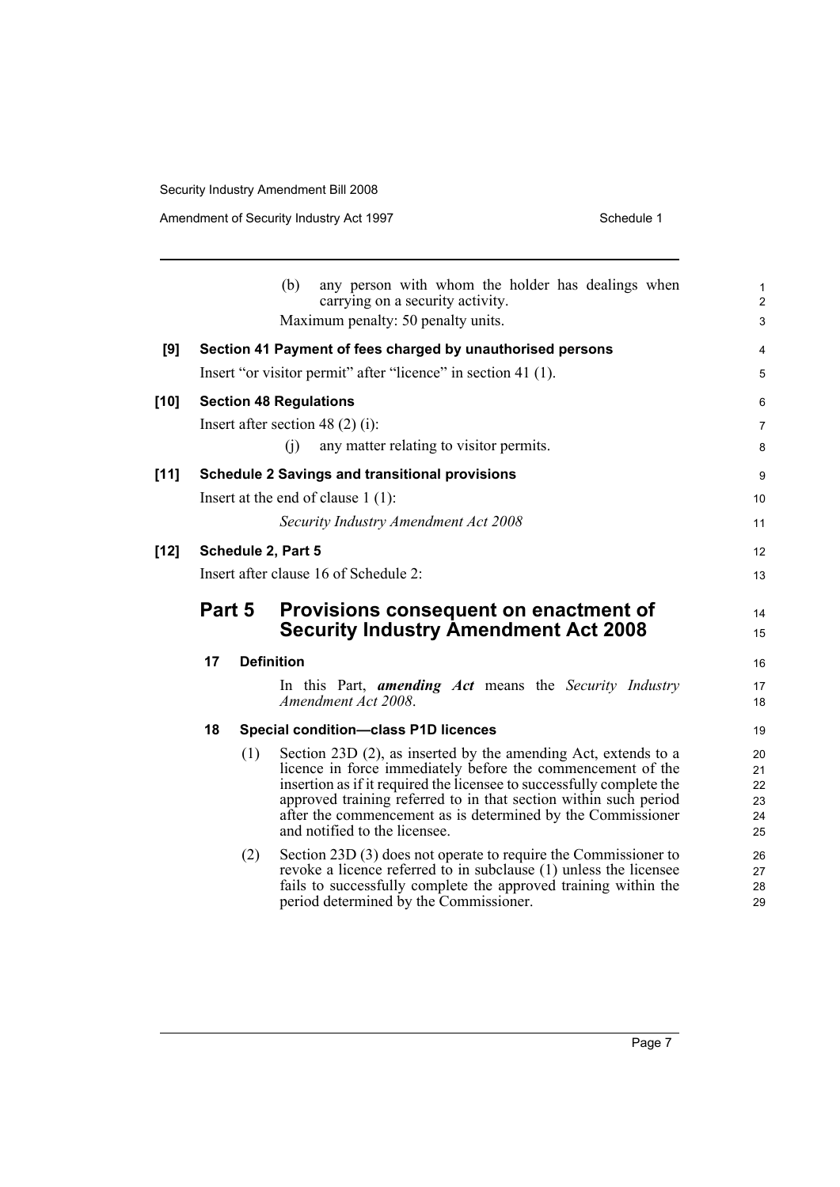(b) any person with whom the holder has dealings when carrying on a security activity.

Maximum penalty: 50 penalty units.

**[9] Section 41 Payment of fees charged by unauthorised persons**

Insert "or visitor permit" after "licence" in section 41 (1).

**[10] Section 48 Regulations**

Insert after section 48 (2) (i):

(j) any matter relating to visitor permits.

**[11] Schedule 2 Savings and transitional provisions**

Insert at the end of clause 1 (1):

*Security Industry Amendment Act 2008*

**[12] Schedule 2, Part 5**

Insert after clause 16 of Schedule 2:

## Part 5 Provisions consequent on enactment of Security Industry Amendment Act 2008

### 17 Definition

In this Part, ***amending Act*** means the *Security Industry Amendment Act 2008*.

### 18 Special condition—class P1D licences

(1) Section 23D (2), as inserted by the amending Act, extends to a licence in force immediately before the commencement of the insertion as if it required the licensee to successfully complete the approved training referred to in that section within such period after the commencement as is determined by the Commissioner and notified to the licensee.

(2) Section 23D (3) does not operate to require the Commissioner to revoke a licence referred to in subclause (1) unless the licensee fails to successfully complete the approved training within the period determined by the Commissioner.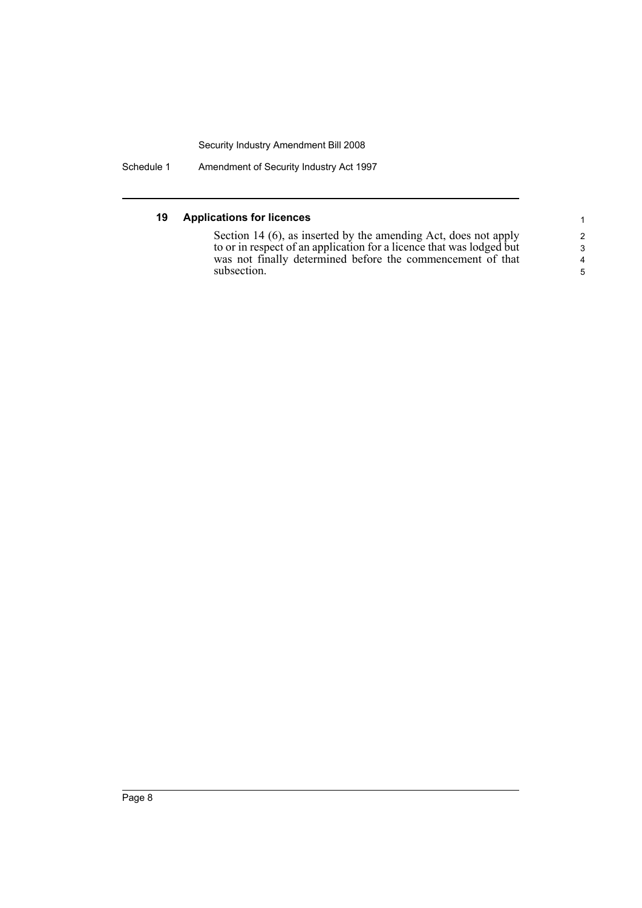### 19 Applications for licences

Section 14 (6), as inserted by the amending Act, does not apply to or in respect of an application for a licence that was lodged but was not finally determined before the commencement of that subsection.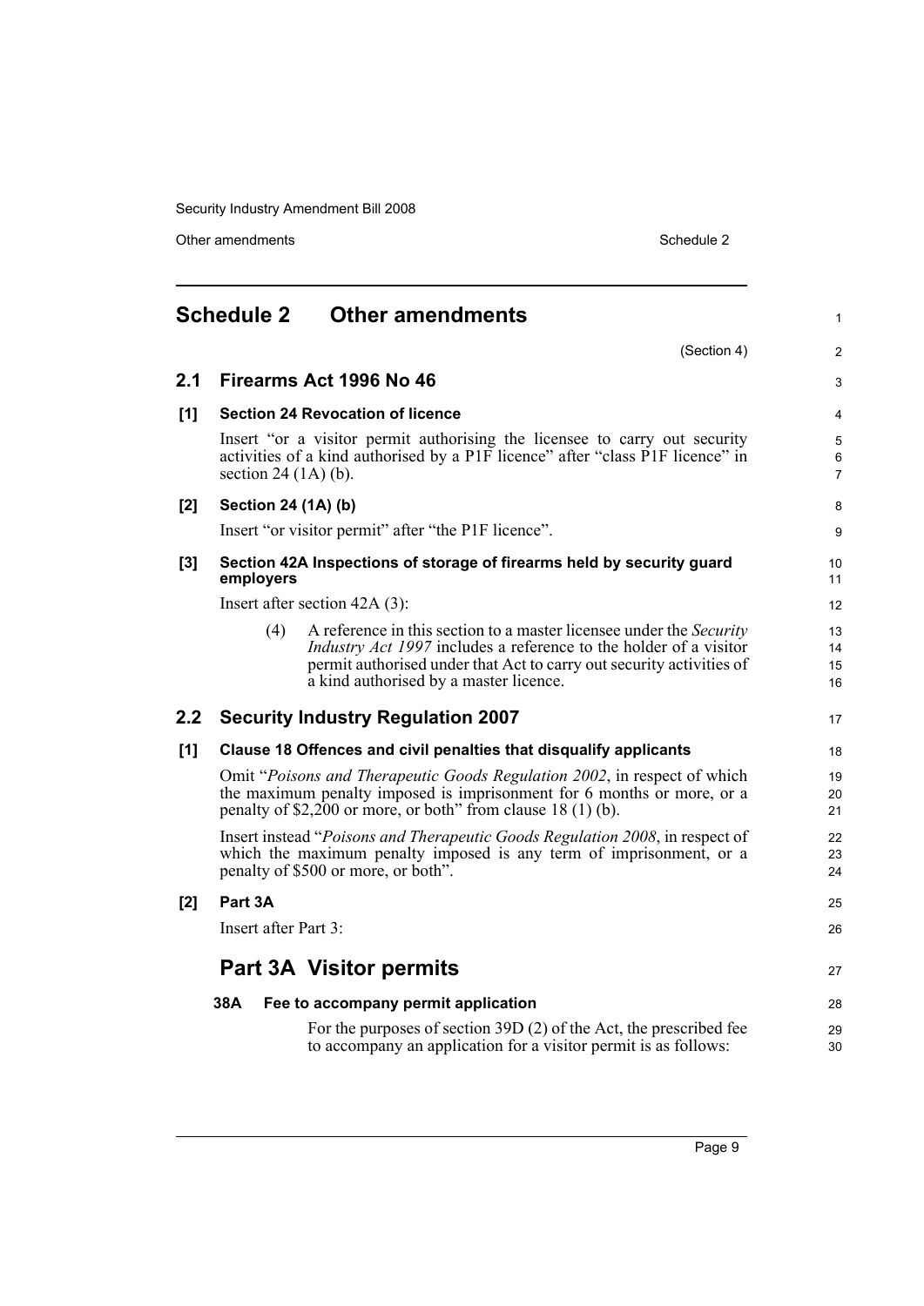# Schedule 2 Other amendments

(Section 4)

## 2.1 Firearms Act 1996 No 46

### [1] Section 24 Revocation of licence

Insert "or a visitor permit authorising the licensee to carry out security activities of a kind authorised by a P1F licence" after "class P1F licence" in section 24 (1A) (b).

### [2] Section 24 (1A) (b)

Insert "or visitor permit" after "the P1F licence".

### [3] Section 42A Inspections of storage of firearms held by security guard employers

Insert after section 42A (3):

> (4) A reference in this section to a master licensee under the *Security Industry Act 1997* includes a reference to the holder of a visitor permit authorised under that Act to carry out security activities of a kind authorised by a master licence.

## 2.2 Security Industry Regulation 2007

### [1] Clause 18 Offences and civil penalties that disqualify applicants

Omit "*Poisons and Therapeutic Goods Regulation 2002*, in respect of which the maximum penalty imposed is imprisonment for 6 months or more, or a penalty of $2,200 or more, or both" from clause 18 (1) (b).

Insert instead "*Poisons and Therapeutic Goods Regulation 2008*, in respect of which the maximum penalty imposed is any term of imprisonment, or a penalty of $500 or more, or both".

### [2] Part 3A

Insert after Part 3:

## Part 3A Visitor permits

### 38A Fee to accompany permit application

For the purposes of section 39D (2) of the Act, the prescribed fee to accompany an application for a visitor permit is as follows: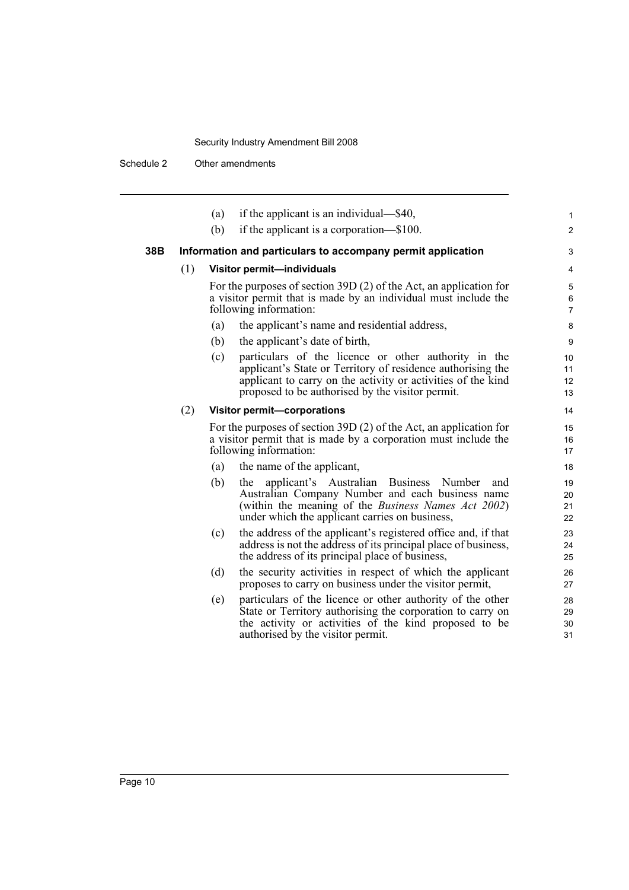(a) if the applicant is an individual—$40,

(b) if the applicant is a corporation—$100.

**38B Information and particulars to accompany permit application**

(1) **Visitor permit—individuals**

For the purposes of section 39D (2) of the Act, an application for a visitor permit that is made by an individual must include the following information:

(a) the applicant's name and residential address,

(b) the applicant's date of birth,

(c) particulars of the licence or other authority in the applicant's State or Territory of residence authorising the applicant to carry on the activity or activities of the kind proposed to be authorised by the visitor permit.

(2) **Visitor permit—corporations**

For the purposes of section 39D (2) of the Act, an application for a visitor permit that is made by a corporation must include the following information:

(a) the name of the applicant,

(b) the applicant's Australian Business Number and Australian Company Number and each business name (within the meaning of the *Business Names Act 2002*) under which the applicant carries on business,

(c) the address of the applicant's registered office and, if that address is not the address of its principal place of business, the address of its principal place of business,

(d) the security activities in respect of which the applicant proposes to carry on business under the visitor permit,

(e) particulars of the licence or other authority of the other State or Territory authorising the corporation to carry on the activity or activities of the kind proposed to be authorised by the visitor permit.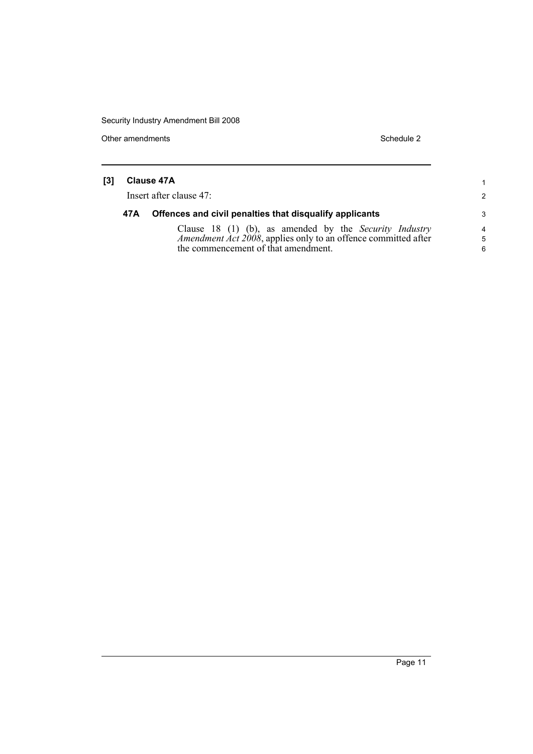**[3] Clause 47A**

Insert after clause 47:

**47A Offences and civil penalties that disqualify applicants**

Clause 18 (1) (b), as amended by the *Security Industry Amendment Act 2008*, applies only to an offence committed after the commencement of that amendment.